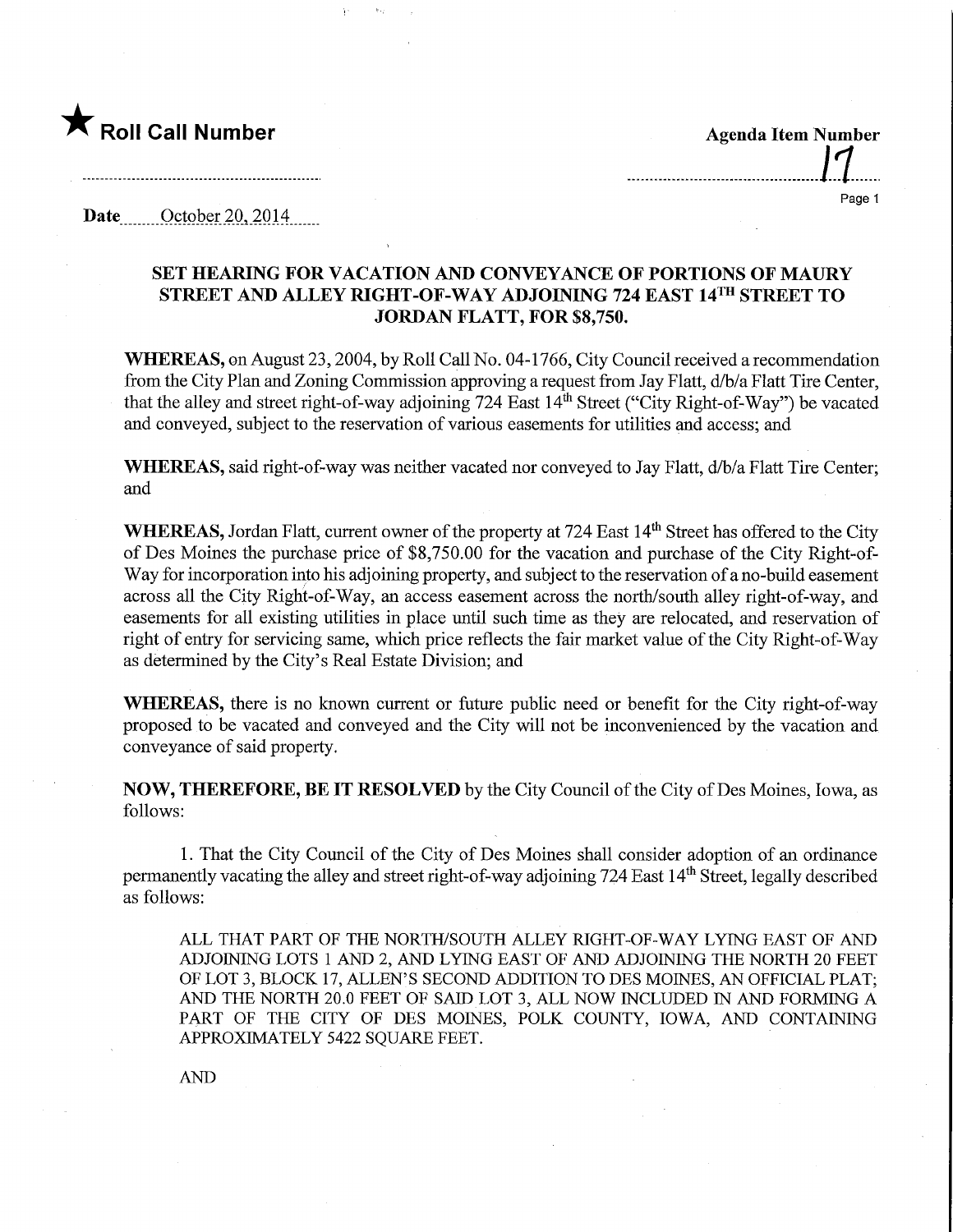★ **Roll Call Number**

**Agenda Item Number**
17

**Date** October 20, 2014

## SET HEARING FOR VACATION AND CONVEYANCE OF PORTIONS OF MAURY STREET AND ALLEY RIGHT-OF-WAY ADJOINING 724 EAST 14TH STREET TO JORDAN FLATT, FOR $8,750.

**WHEREAS,** on August 23, 2004, by Roll Call No. 04-1766, City Council received a recommendation from the City Plan and Zoning Commission approving a request from Jay Flatt, d/b/a Flatt Tire Center, that the alley and street right-of-way adjoining 724 East 14th Street ("City Right-of-Way") be vacated and conveyed, subject to the reservation of various easements for utilities and access; and

**WHEREAS,** said right-of-way was neither vacated nor conveyed to Jay Flatt, d/b/a Flatt Tire Center; and

**WHEREAS,** Jordan Flatt, current owner of the property at 724 East 14th Street has offered to the City of Des Moines the purchase price of $8,750.00 for the vacation and purchase of the City Right-of-Way for incorporation into his adjoining property, and subject to the reservation of a no-build easement across all the City Right-of-Way, an access easement across the north/south alley right-of-way, and easements for all existing utilities in place until such time as they are relocated, and reservation of right of entry for servicing same, which price reflects the fair market value of the City Right-of-Way as determined by the City's Real Estate Division; and

**WHEREAS,** there is no known current or future public need or benefit for the City right-of-way proposed to be vacated and conveyed and the City will not be inconvenienced by the vacation and conveyance of said property.

**NOW, THEREFORE, BE IT RESOLVED** by the City Council of the City of Des Moines, Iowa, as follows:

1. That the City Council of the City of Des Moines shall consider adoption of an ordinance permanently vacating the alley and street right-of-way adjoining 724 East 14th Street, legally described as follows:

ALL THAT PART OF THE NORTH/SOUTH ALLEY RIGHT-OF-WAY LYING EAST OF AND ADJOINING LOTS 1 AND 2, AND LYING EAST OF AND ADJOINING THE NORTH 20 FEET OF LOT 3, BLOCK 17, ALLEN'S SECOND ADDITION TO DES MOINES, AN OFFICIAL PLAT; AND THE NORTH 20.0 FEET OF SAID LOT 3, ALL NOW INCLUDED IN AND FORMING A PART OF THE CITY OF DES MOINES, POLK COUNTY, IOWA, AND CONTAINING APPROXIMATELY 5422 SQUARE FEET.

AND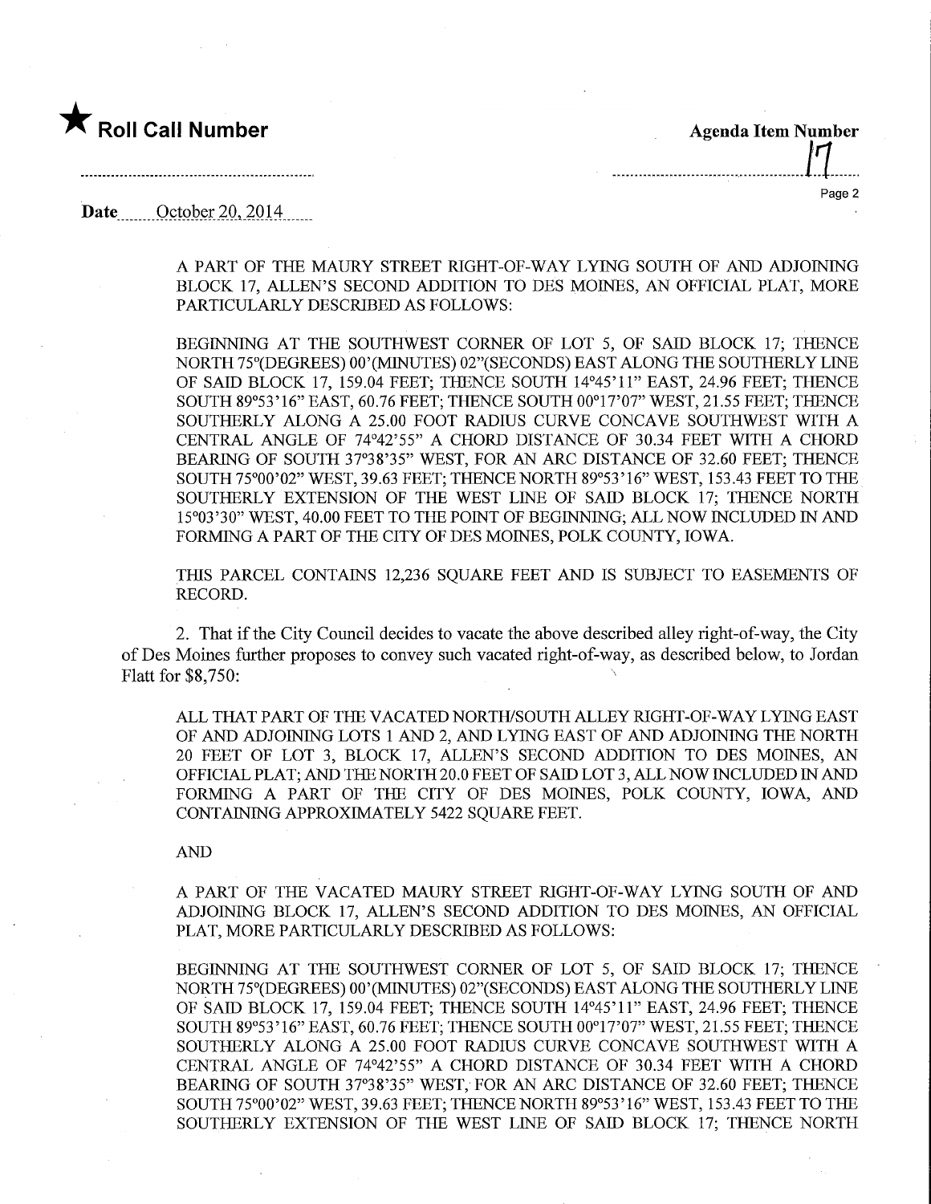★ **Roll Call Number**

**Agenda Item Number**
17

**Date** October 20, 2014

A PART OF THE MAURY STREET RIGHT-OF-WAY LYING SOUTH OF AND ADJOINING BLOCK 17, ALLEN'S SECOND ADDITION TO DES MOINES, AN OFFICIAL PLAT, MORE PARTICULARLY DESCRIBED AS FOLLOWS:

BEGINNING AT THE SOUTHWEST CORNER OF LOT 5, OF SAID BLOCK 17; THENCE NORTH 75°(DEGREES) 00'(MINUTES) 02"(SECONDS) EAST ALONG THE SOUTHERLY LINE OF SAID BLOCK 17, 159.04 FEET; THENCE SOUTH 14°45'11" EAST, 24.96 FEET; THENCE SOUTH 89°53'16" EAST, 60.76 FEET; THENCE SOUTH 00°17'07" WEST, 21.55 FEET; THENCE SOUTHERLY ALONG A 25.00 FOOT RADIUS CURVE CONCAVE SOUTHWEST WITH A CENTRAL ANGLE OF 74°42'55" A CHORD DISTANCE OF 30.34 FEET WITH A CHORD BEARING OF SOUTH 37°38'35" WEST, FOR AN ARC DISTANCE OF 32.60 FEET; THENCE SOUTH 75°00'02" WEST, 39.63 FEET; THENCE NORTH 89°53'16" WEST, 153.43 FEET TO THE SOUTHERLY EXTENSION OF THE WEST LINE OF SAID BLOCK 17; THENCE NORTH 15°03'30" WEST, 40.00 FEET TO THE POINT OF BEGINNING; ALL NOW INCLUDED IN AND FORMING A PART OF THE CITY OF DES MOINES, POLK COUNTY, IOWA.

THIS PARCEL CONTAINS 12,236 SQUARE FEET AND IS SUBJECT TO EASEMENTS OF RECORD.

2. That if the City Council decides to vacate the above described alley right-of-way, the City of Des Moines further proposes to convey such vacated right-of-way, as described below, to Jordan Flatt for $8,750:

ALL THAT PART OF THE VACATED NORTH/SOUTH ALLEY RIGHT-OF-WAY LYING EAST OF AND ADJOINING LOTS 1 AND 2, AND LYING EAST OF AND ADJOINING THE NORTH 20 FEET OF LOT 3, BLOCK 17, ALLEN'S SECOND ADDITION TO DES MOINES, AN OFFICIAL PLAT; AND THE NORTH 20.0 FEET OF SAID LOT 3, ALL NOW INCLUDED IN AND FORMING A PART OF THE CITY OF DES MOINES, POLK COUNTY, IOWA, AND CONTAINING APPROXIMATELY 5422 SQUARE FEET.

AND

A PART OF THE VACATED MAURY STREET RIGHT-OF-WAY LYING SOUTH OF AND ADJOINING BLOCK 17, ALLEN'S SECOND ADDITION TO DES MOINES, AN OFFICIAL PLAT, MORE PARTICULARLY DESCRIBED AS FOLLOWS:

BEGINNING AT THE SOUTHWEST CORNER OF LOT 5, OF SAID BLOCK 17; THENCE NORTH 75°(DEGREES) 00'(MINUTES) 02"(SECONDS) EAST ALONG THE SOUTHERLY LINE OF SAID BLOCK 17, 159.04 FEET; THENCE SOUTH 14°45'11" EAST, 24.96 FEET; THENCE SOUTH 89°53'16" EAST, 60.76 FEET; THENCE SOUTH 00°17'07" WEST, 21.55 FEET; THENCE SOUTHERLY ALONG A 25.00 FOOT RADIUS CURVE CONCAVE SOUTHWEST WITH A CENTRAL ANGLE OF 74°42'55" A CHORD DISTANCE OF 30.34 FEET WITH A CHORD BEARING OF SOUTH 37°38'35" WEST, FOR AN ARC DISTANCE OF 32.60 FEET; THENCE SOUTH 75°00'02" WEST, 39.63 FEET; THENCE NORTH 89°53'16" WEST, 153.43 FEET TO THE SOUTHERLY EXTENSION OF THE WEST LINE OF SAID BLOCK 17; THENCE NORTH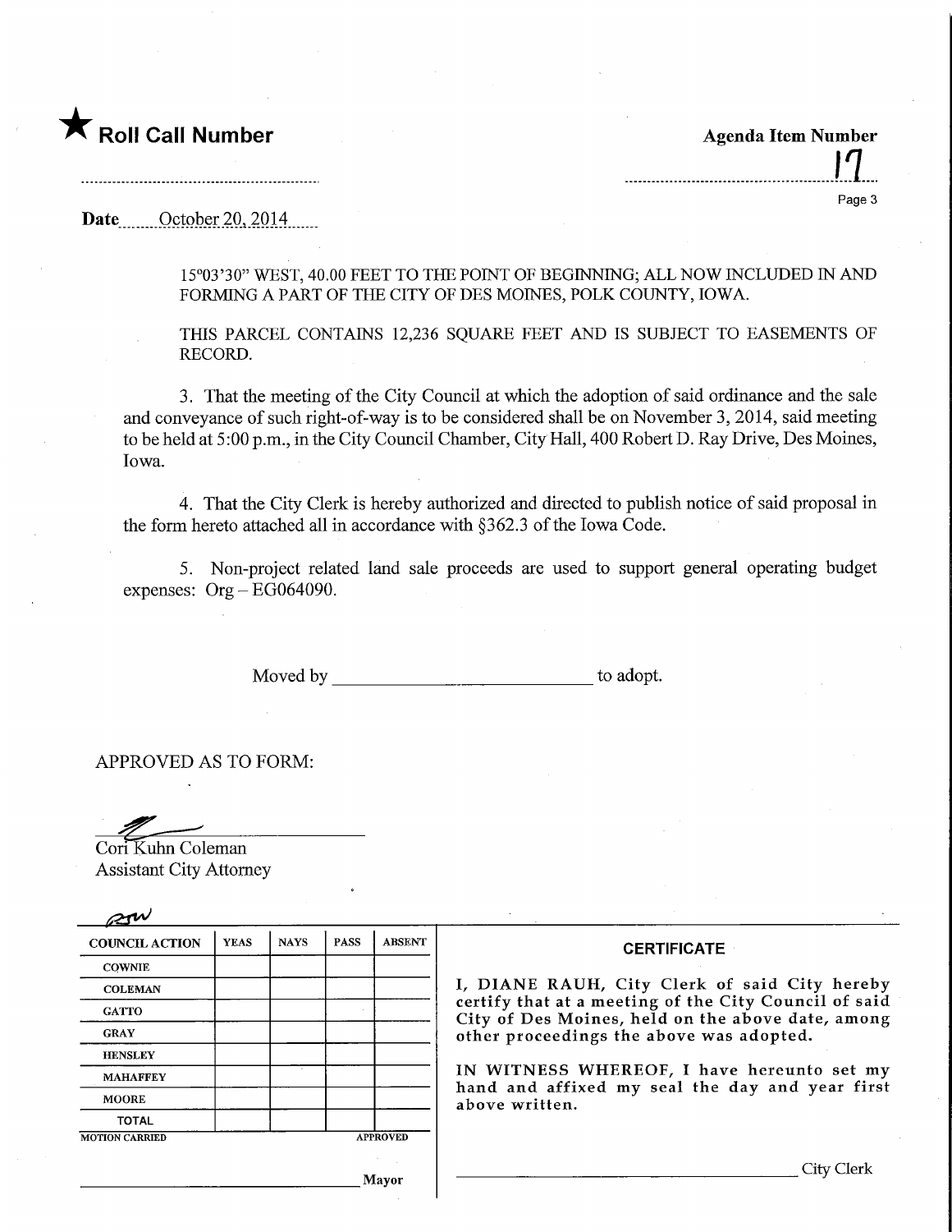★ **Roll Call Number**

**Agenda Item Number**

17

Date October 20, 2014

15°03'30" WEST, 40.00 FEET TO THE POINT OF BEGINNING; ALL NOW INCLUDED IN AND FORMING A PART OF THE CITY OF DES MOINES, POLK COUNTY, IOWA.

THIS PARCEL CONTAINS 12,236 SQUARE FEET AND IS SUBJECT TO EASEMENTS OF RECORD.

3. That the meeting of the City Council at which the adoption of said ordinance and the sale and conveyance of such right-of-way is to be considered shall be on November 3, 2014, said meeting to be held at 5:00 p.m., in the City Council Chamber, City Hall, 400 Robert D. Ray Drive, Des Moines, Iowa.

4. That the City Clerk is hereby authorized and directed to publish notice of said proposal in the form hereto attached all in accordance with §362.3 of the Iowa Code.

5. Non-project related land sale proceeds are used to support general operating budget expenses: Org – EG064090.

Moved by ____________________________ to adopt.

APPROVED AS TO FORM:

Cori Kuhn Coleman
Assistant City Attorney

| COUNCIL ACTION | YEAS | NAYS | PASS | ABSENT |
|---|---|---|---|---|
| COWNIE | | | | |
| COLEMAN | | | | |
| GATTO | | | | |
| GRAY | | | | |
| HENSLEY | | | | |
| MAHAFFEY | | | | |
| MOORE | | | | |
| TOTAL | | | | |

MOTION CARRIED APPROVED

____________________________ Mayor

**CERTIFICATE**

I, DIANE RAUH, City Clerk of said City hereby certify that at a meeting of the City Council of said City of Des Moines, held on the above date, among other proceedings the above was adopted.

IN WITNESS WHEREOF, I have hereunto set my hand and affixed my seal the day and year first above written.

____________________________ City Clerk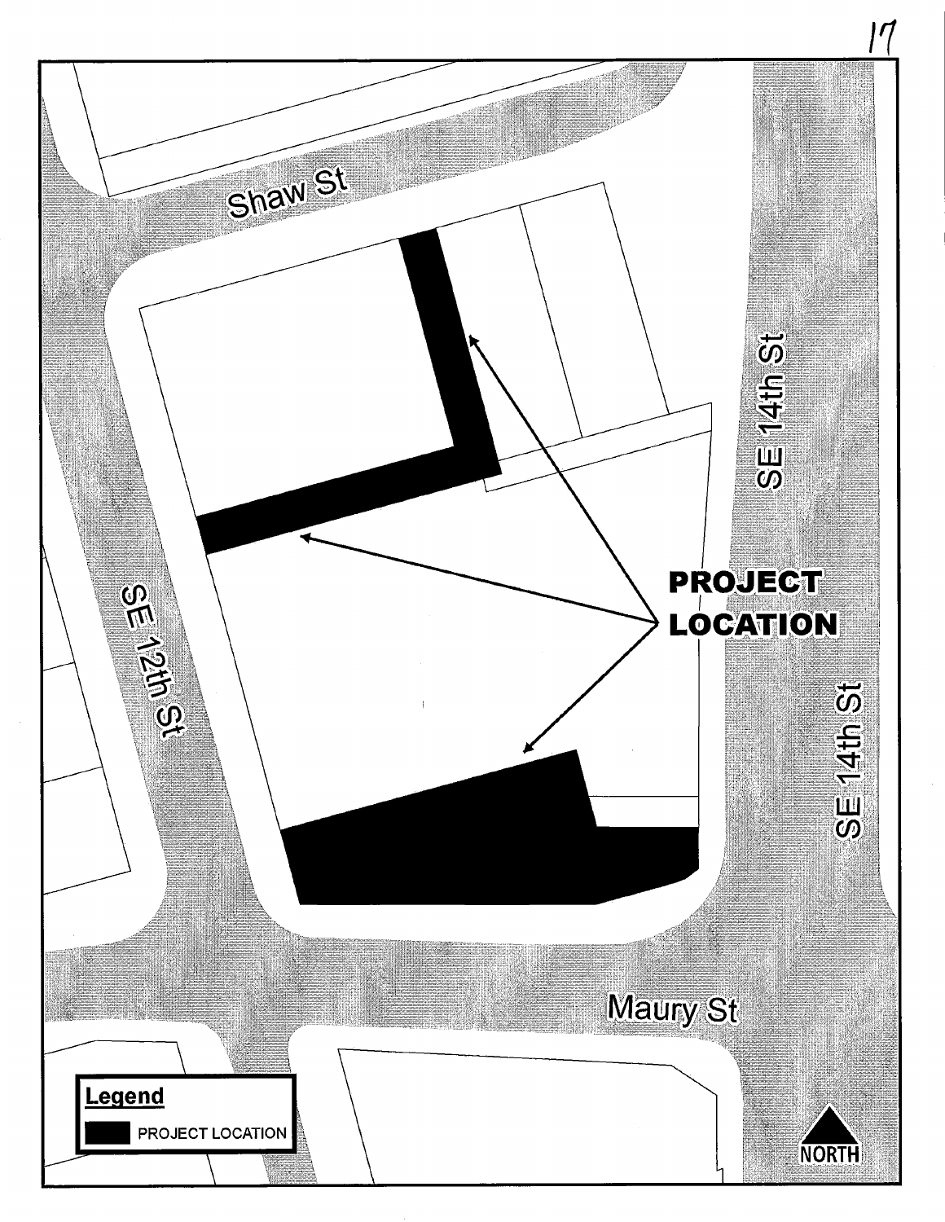Shaw St

SE 14th St

PROJECT LOCATION

SE 12th St

SE 14th St

Maury St

**Legend**

PROJECT LOCATION

NORTH